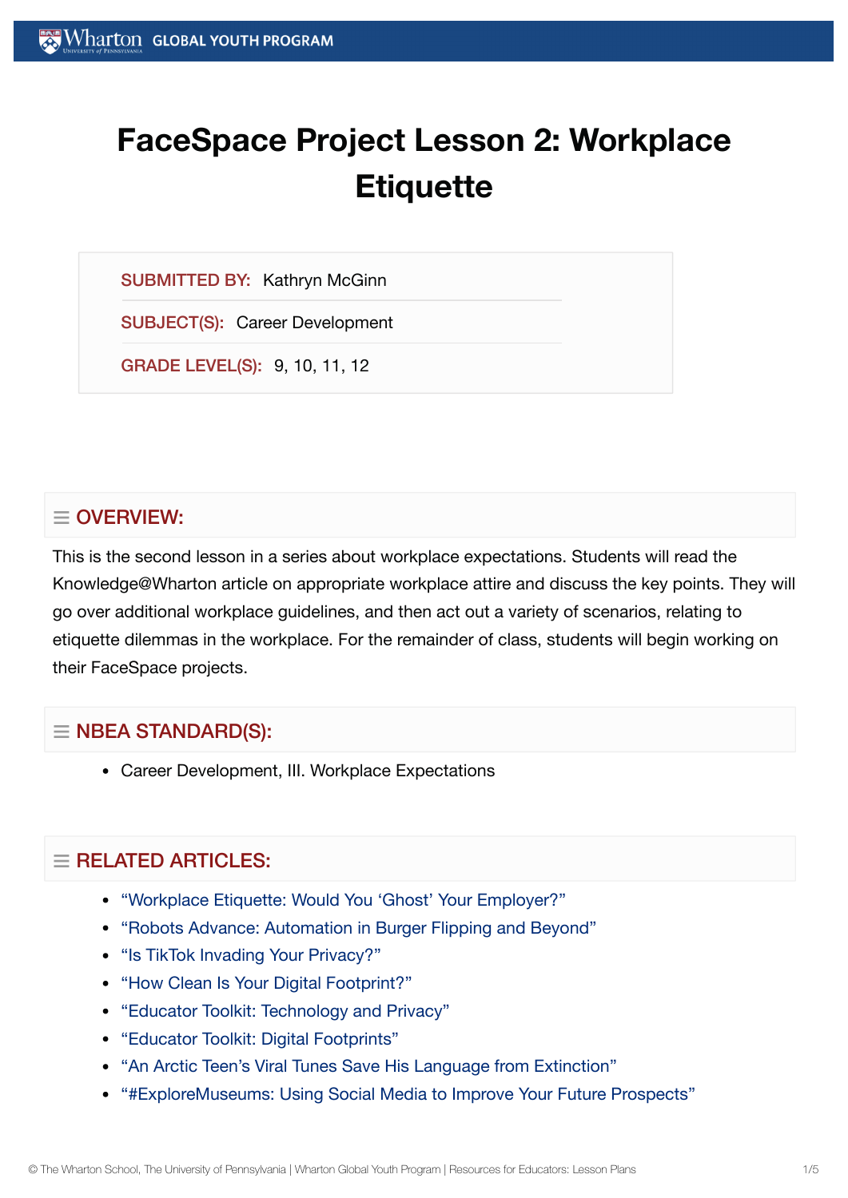# FaceSpace Project Lesson 2: Workplace Etiquette

**SUBMITTED BY:** Kathryn McGinn

**SUBJECT(S):** Career Development

**GRADE LEVEL(S):** 9, 10, 11, 12

## OVERVIEW:

This is the second lesson in a series about workplace expectations. Students will read the Knowledge@Wharton article on appropriate workplace attire and discuss the key points. They will go over additional workplace guidelines, and then act out a variety of scenarios, relating to etiquette dilemmas in the workplace. For the remainder of class, students will begin working on their FaceSpace projects.

## NBEA STANDARD(S):

- Career Development, III. Workplace Expectations

## RELATED ARTICLES:

- "Workplace Etiquette: Would You 'Ghost' Your Employer?"
- "Robots Advance: Automation in Burger Flipping and Beyond"
- "Is TikTok Invading Your Privacy?"
- "How Clean Is Your Digital Footprint?"
- "Educator Toolkit: Technology and Privacy"
- "Educator Toolkit: Digital Footprints"
- "An Arctic Teen's Viral Tunes Save His Language from Extinction"
- "#ExploreMuseums: Using Social Media to Improve Your Future Prospects"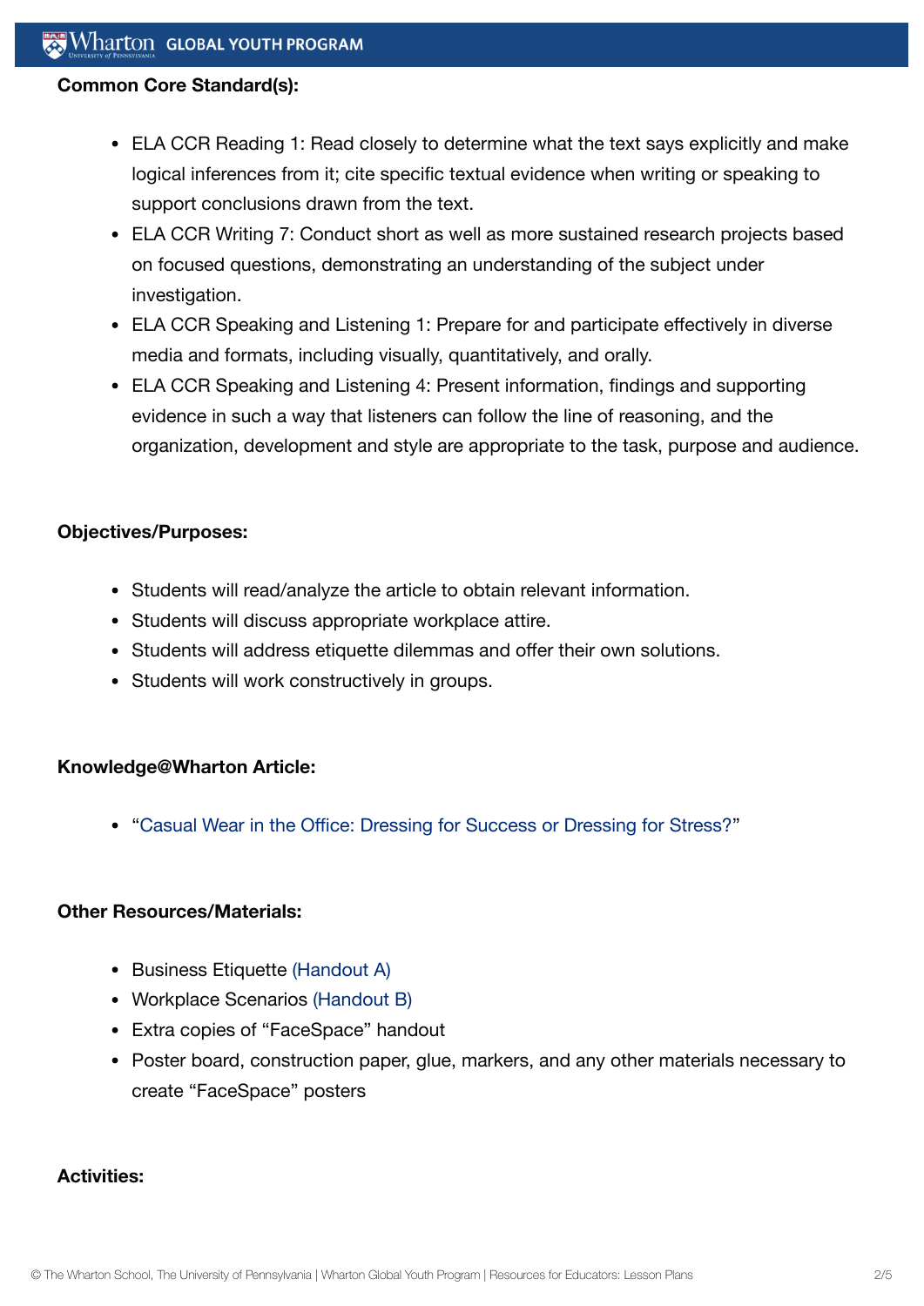**Common Core Standard(s):**

- ELA CCR Reading 1: Read closely to determine what the text says explicitly and make logical inferences from it; cite specific textual evidence when writing or speaking to support conclusions drawn from the text.
- ELA CCR Writing 7: Conduct short as well as more sustained research projects based on focused questions, demonstrating an understanding of the subject under investigation.
- ELA CCR Speaking and Listening 1: Prepare for and participate effectively in diverse media and formats, including visually, quantitatively, and orally.
- ELA CCR Speaking and Listening 4: Present information, findings and supporting evidence in such a way that listeners can follow the line of reasoning, and the organization, development and style are appropriate to the task, purpose and audience.

**Objectives/Purposes:**

- Students will read/analyze the article to obtain relevant information.
- Students will discuss appropriate workplace attire.
- Students will address etiquette dilemmas and offer their own solutions.
- Students will work constructively in groups.

**Knowledge@Wharton Article:**

- "Casual Wear in the Office: Dressing for Success or Dressing for Stress?"

**Other Resources/Materials:**

- Business Etiquette (Handout A)
- Workplace Scenarios (Handout B)
- Extra copies of "FaceSpace" handout
- Poster board, construction paper, glue, markers, and any other materials necessary to create "FaceSpace" posters

**Activities:**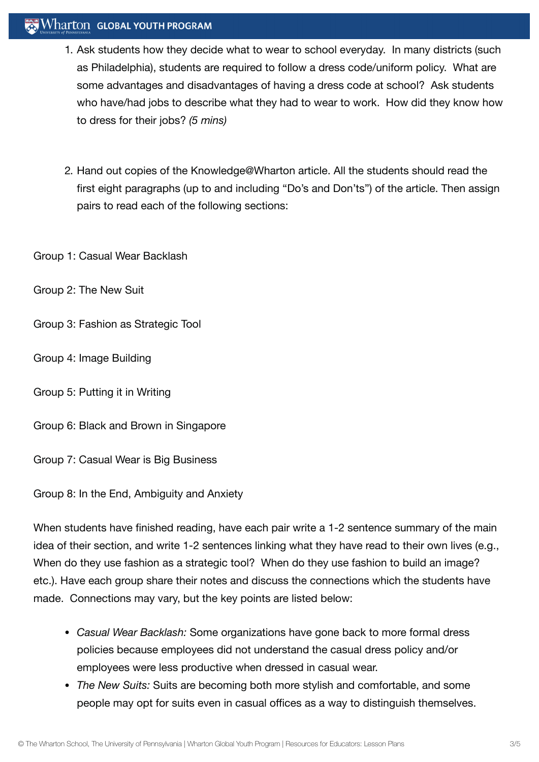1. Ask students how they decide what to wear to school everyday. In many districts (such as Philadelphia), students are required to follow a dress code/uniform policy. What are some advantages and disadvantages of having a dress code at school? Ask students who have/had jobs to describe what they had to wear to work. How did they know how to dress for their jobs? *(5 mins)*

2. Hand out copies of the Knowledge@Wharton article. All the students should read the first eight paragraphs (up to and including "Do's and Don'ts") of the article. Then assign pairs to read each of the following sections:

Group 1: Casual Wear Backlash

Group 2: The New Suit

Group 3: Fashion as Strategic Tool

Group 4: Image Building

Group 5: Putting it in Writing

Group 6: Black and Brown in Singapore

Group 7: Casual Wear is Big Business

Group 8: In the End, Ambiguity and Anxiety

When students have finished reading, have each pair write a 1-2 sentence summary of the main idea of their section, and write 1-2 sentences linking what they have read to their own lives (e.g., When do they use fashion as a strategic tool? When do they use fashion to build an image? etc.). Have each group share their notes and discuss the connections which the students have made. Connections may vary, but the key points are listed below:

- *Casual Wear Backlash:* Some organizations have gone back to more formal dress policies because employees did not understand the casual dress policy and/or employees were less productive when dressed in casual wear.
- *The New Suits:* Suits are becoming both more stylish and comfortable, and some people may opt for suits even in casual offices as a way to distinguish themselves.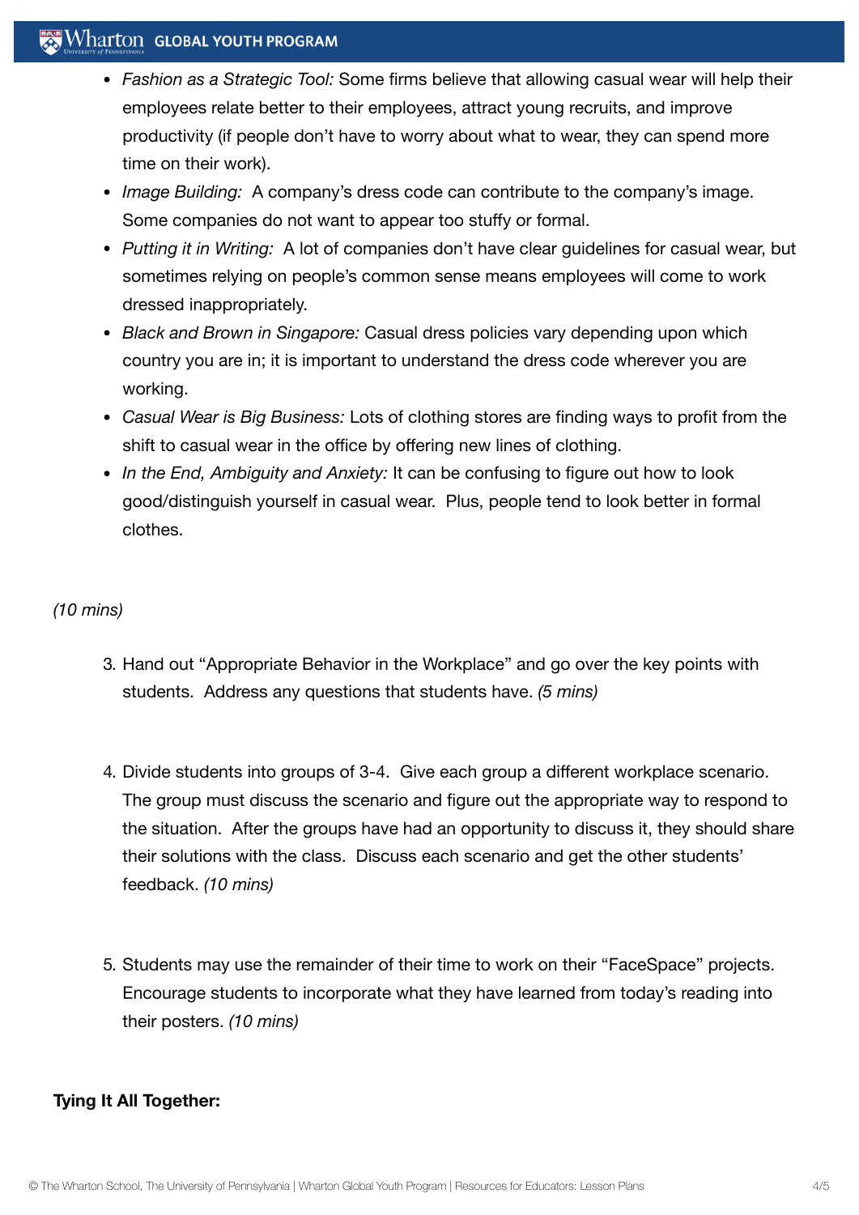- *Fashion as a Strategic Tool:* Some firms believe that allowing casual wear will help their employees relate better to their employees, attract young recruits, and improve productivity (if people don't have to worry about what to wear, they can spend more time on their work).
- *Image Building:* A company's dress code can contribute to the company's image. Some companies do not want to appear too stuffy or formal.
- *Putting it in Writing:* A lot of companies don't have clear guidelines for casual wear, but sometimes relying on people's common sense means employees will come to work dressed inappropriately.
- *Black and Brown in Singapore:* Casual dress policies vary depending upon which country you are in; it is important to understand the dress code wherever you are working.
- *Casual Wear is Big Business:* Lots of clothing stores are finding ways to profit from the shift to casual wear in the office by offering new lines of clothing.
- *In the End, Ambiguity and Anxiety:* It can be confusing to figure out how to look good/distinguish yourself in casual wear. Plus, people tend to look better in formal clothes.

*(10 mins)*

3. Hand out "Appropriate Behavior in the Workplace" and go over the key points with students. Address any questions that students have. *(5 mins)*

4. Divide students into groups of 3-4. Give each group a different workplace scenario. The group must discuss the scenario and figure out the appropriate way to respond to the situation. After the groups have had an opportunity to discuss it, they should share their solutions with the class. Discuss each scenario and get the other students' feedback. *(10 mins)*

5. Students may use the remainder of their time to work on their "FaceSpace" projects. Encourage students to incorporate what they have learned from today's reading into their posters. *(10 mins)*

**Tying It All Together:**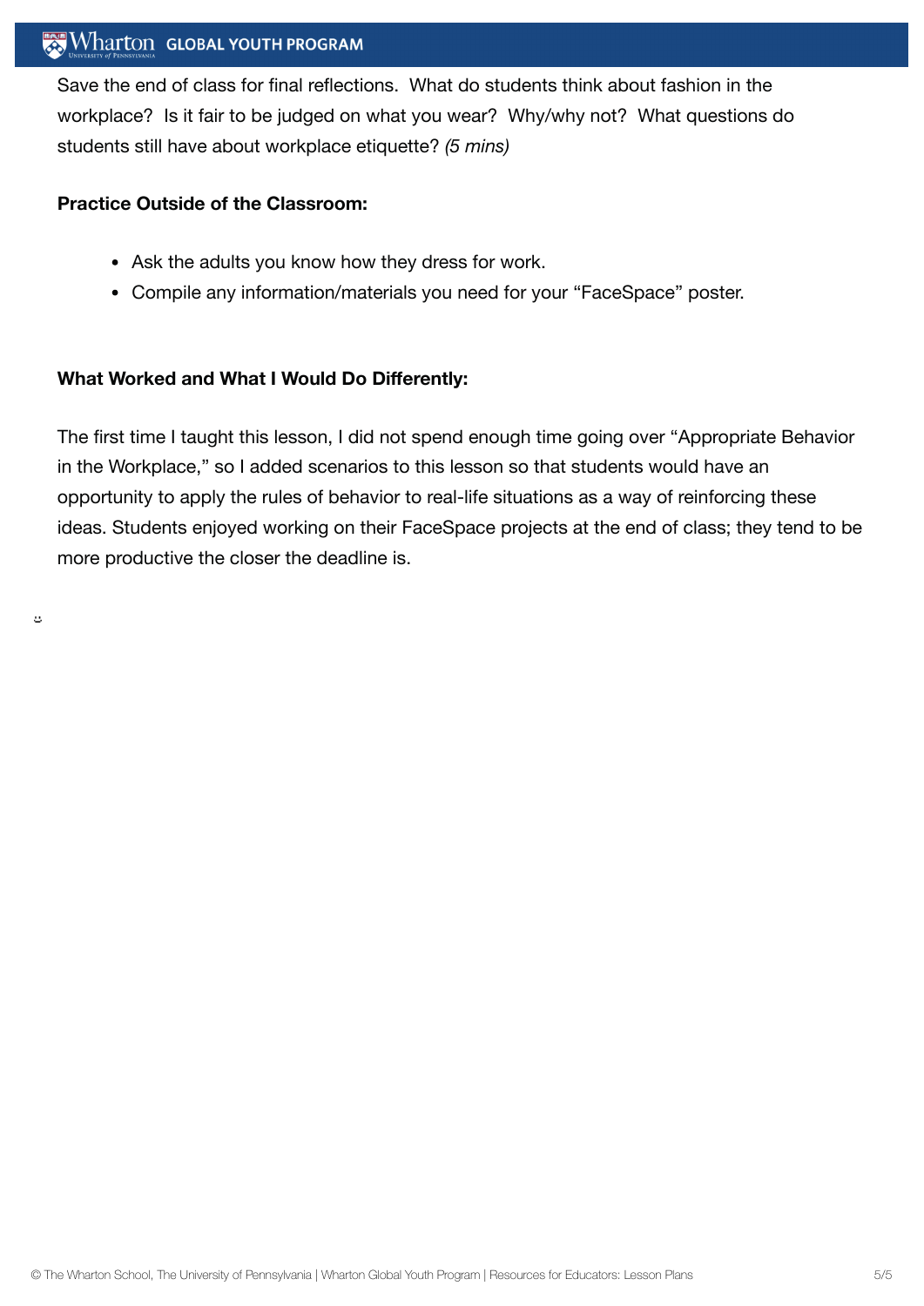Save the end of class for final reflections. What do students think about fashion in the workplace? Is it fair to be judged on what you wear? Why/why not? What questions do students still have about workplace etiquette? *(5 mins)*

**Practice Outside of the Classroom:**

- Ask the adults you know how they dress for work.
- Compile any information/materials you need for your "FaceSpace" poster.

**What Worked and What I Would Do Differently:**

The first time I taught this lesson, I did not spend enough time going over "Appropriate Behavior in the Workplace," so I added scenarios to this lesson so that students would have an opportunity to apply the rules of behavior to real-life situations as a way of reinforcing these ideas. Students enjoyed working on their FaceSpace projects at the end of class; they tend to be more productive the closer the deadline is.